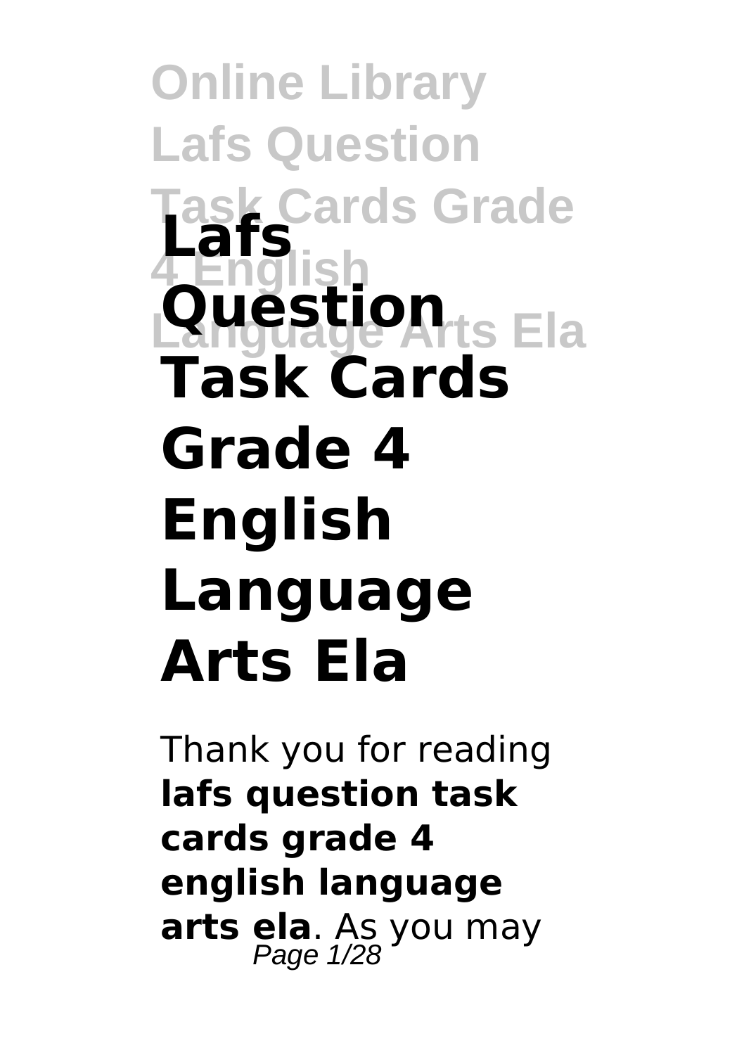# Lafs Question Task Cards Grade 4 English Language Arts Ela

Thank you for reading **lafs question task cards grade 4 english language arts ela**. As you may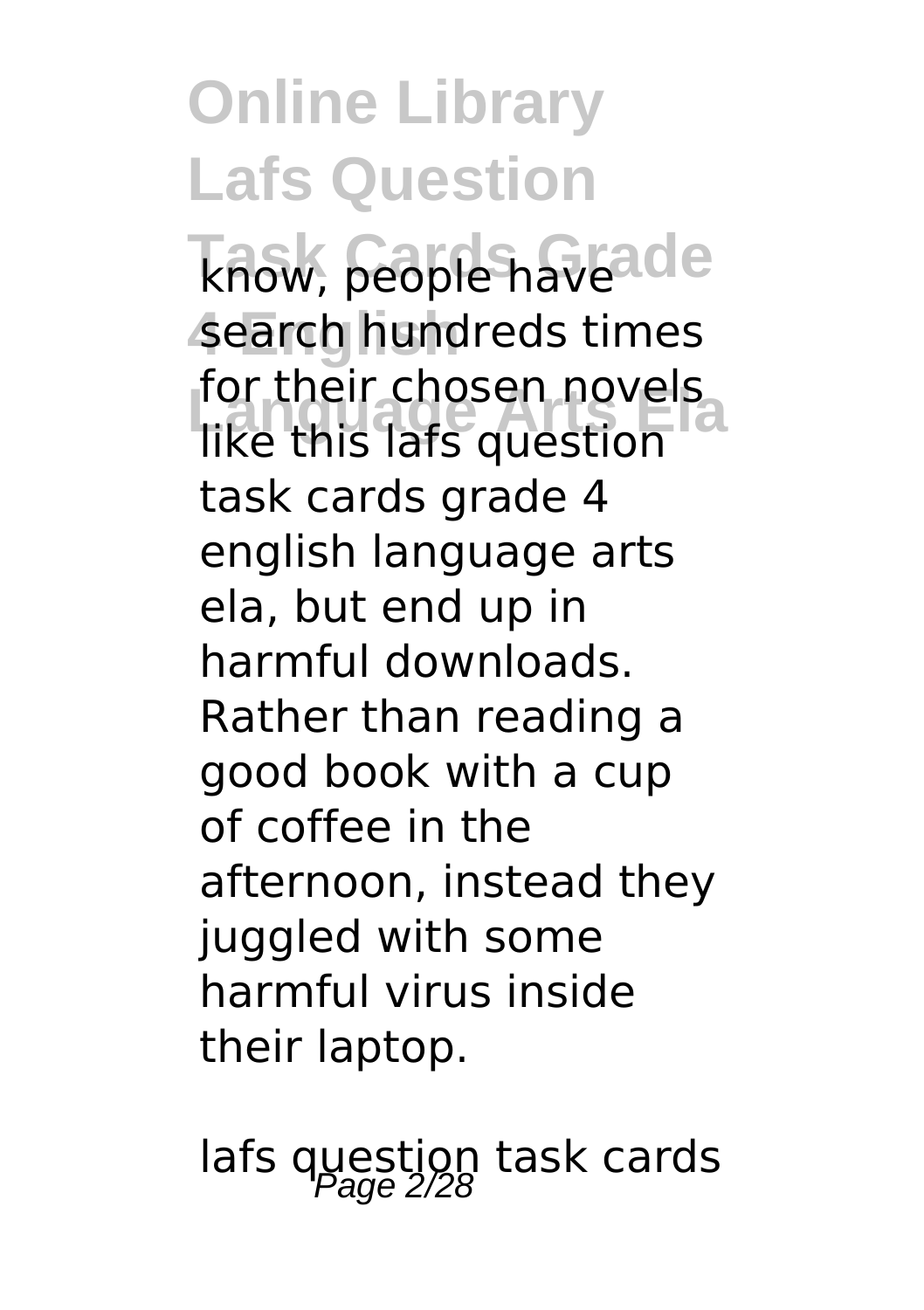know, people have search hundreds times for their chosen novels like this lafs question task cards grade 4 english language arts ela, but end up in harmful downloads. Rather than reading a good book with a cup of coffee in the afternoon, instead they juggled with some harmful virus inside their laptop.

lafs question task cards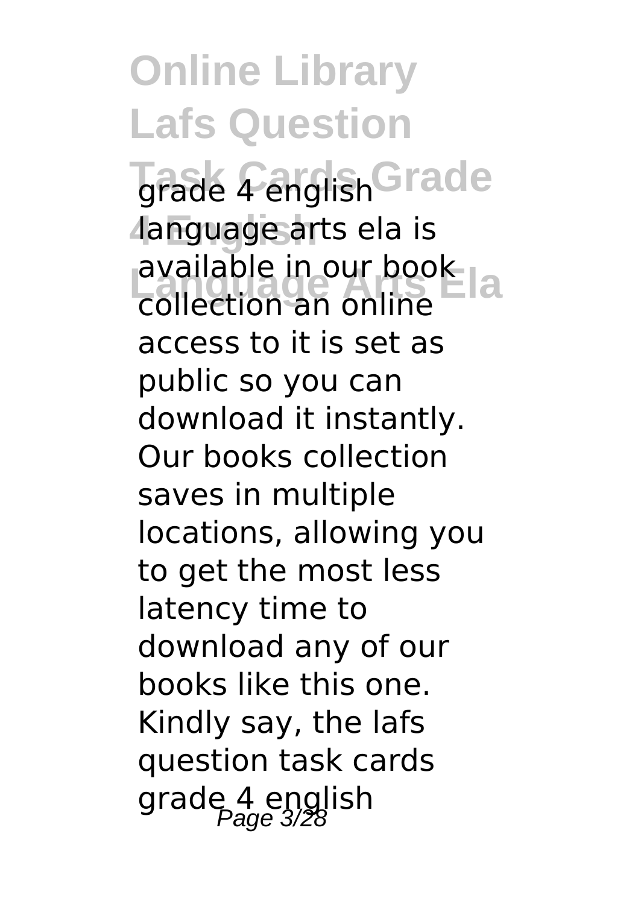grade 4 english language arts ela is available in our book collection an online access to it is set as public so you can download it instantly. Our books collection saves in multiple locations, allowing you to get the most less latency time to download any of our books like this one. Kindly say, the lafs question task cards grade 4 english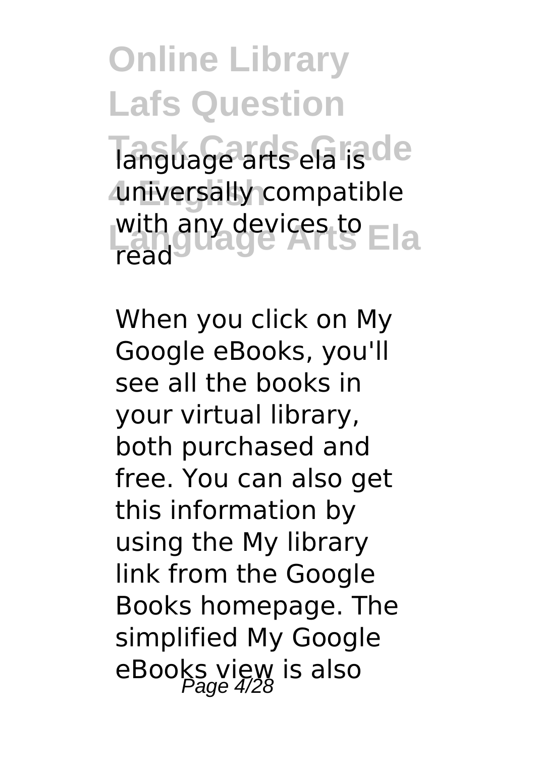language arts ela is universally compatible with any devices to read

When you click on My Google eBooks, you'll see all the books in your virtual library, both purchased and free. You can also get this information by using the My library link from the Google Books homepage. The simplified My Google eBooks view is also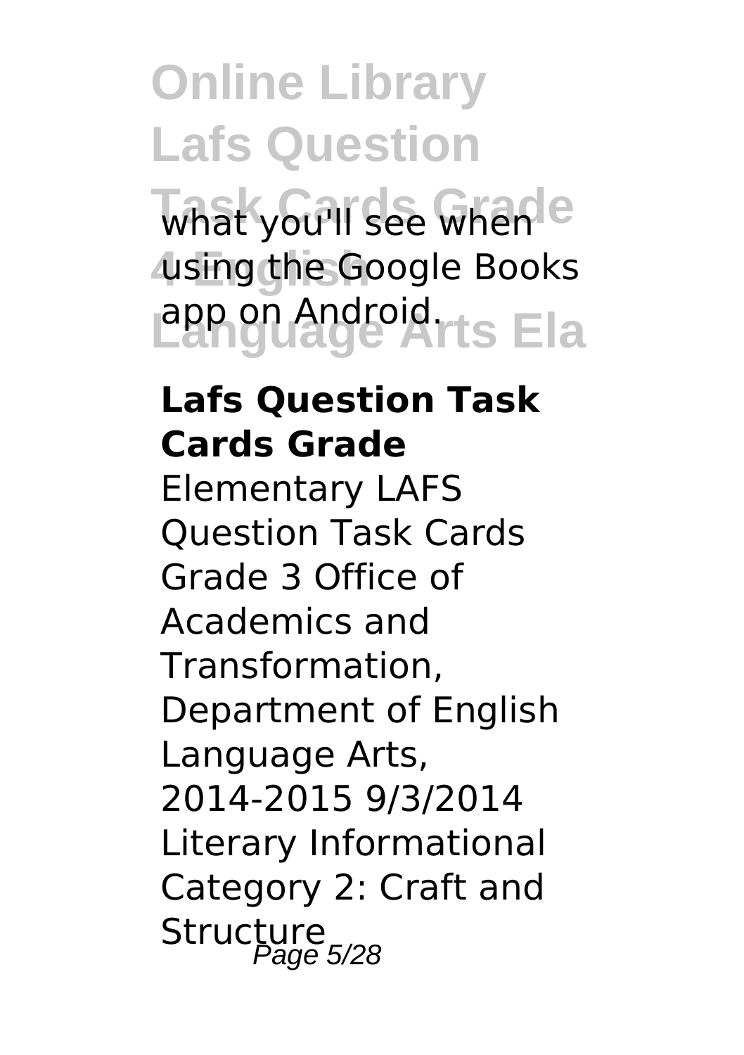what you'll see when using the Google Books app on Android.

**Lafs Question Task Cards Grade**

Elementary LAFS Question Task Cards Grade 3 Office of Academics and Transformation, Department of English Language Arts, 2014-2015 9/3/2014 Literary Informational Category 2: Craft and Structure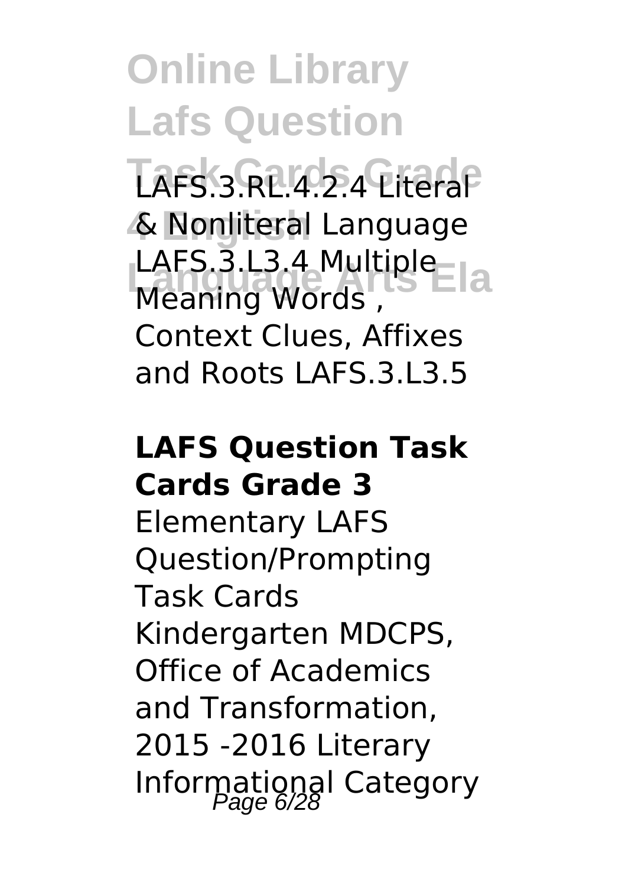LAFS.3.RL.4.2.4 Literal & Nonliteral Language LAFS.3.L3.4 Multiple Meaning Words , Context Clues, Affixes and Roots LAFS.3.L3.5

**LAFS Question Task Cards Grade 3**

Elementary LAFS Question/Prompting Task Cards Kindergarten MDCPS, Office of Academics and Transformation, 2015 -2016 Literary Informational Category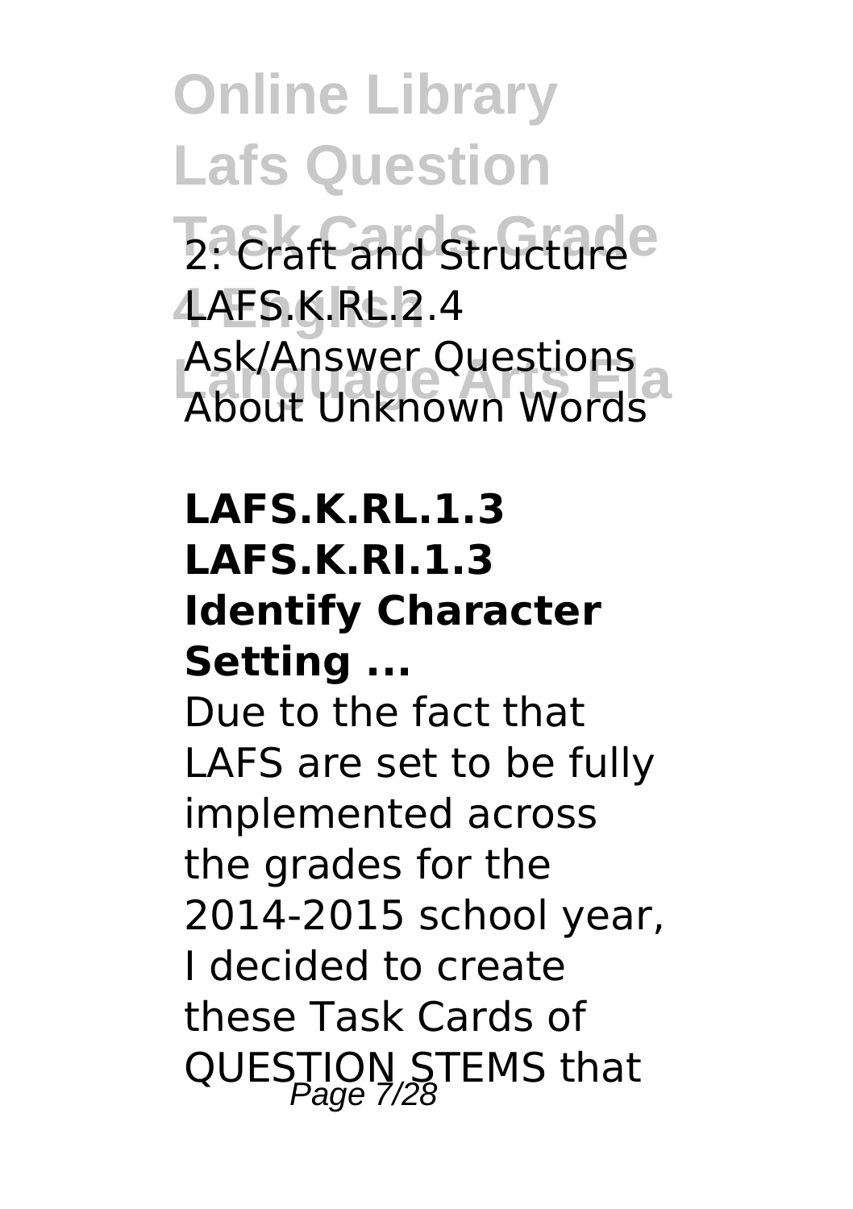2: Craft and Structure LAFS.K.RL.2.4 Ask/Answer Questions About Unknown Words

**LAFS.K.RL.1.3 LAFS.K.RI.1.3 Identify Character Setting ...**

Due to the fact that LAFS are set to be fully implemented across the grades for the 2014-2015 school year, I decided to create these Task Cards of QUESTION STEMS that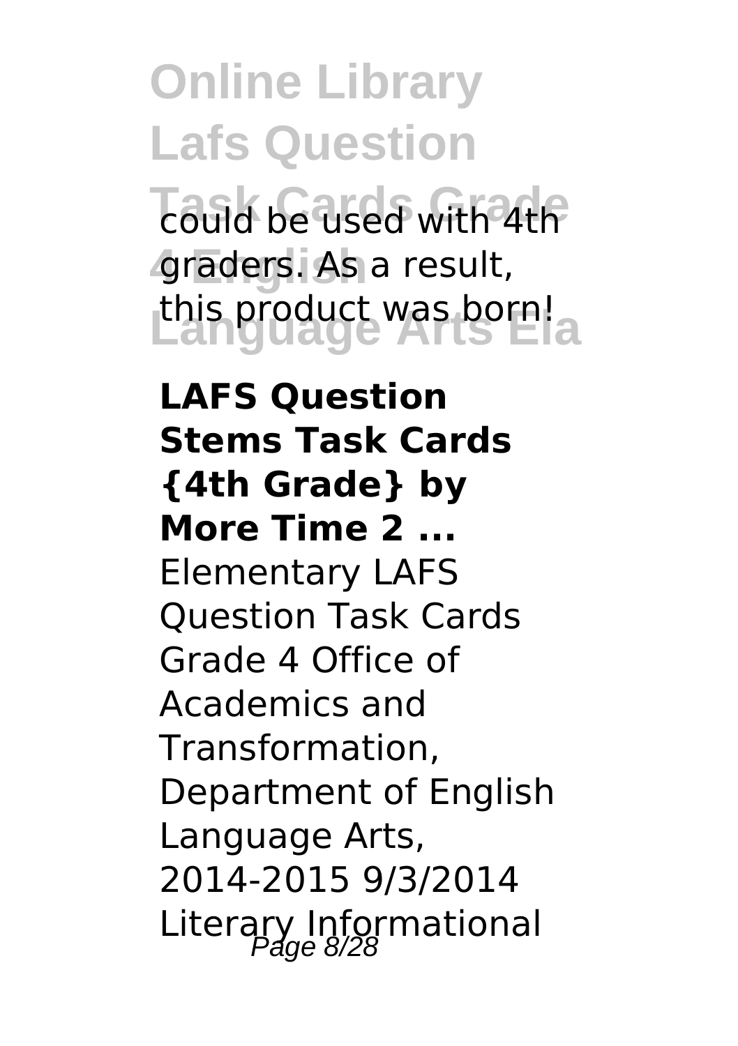could be used with 4th graders. As a result, this product was born!

**LAFS Question Stems Task Cards {4th Grade} by More Time 2 ...**

Elementary LAFS Question Task Cards Grade 4 Office of Academics and Transformation, Department of English Language Arts, 2014-2015 9/3/2014 Literary Informational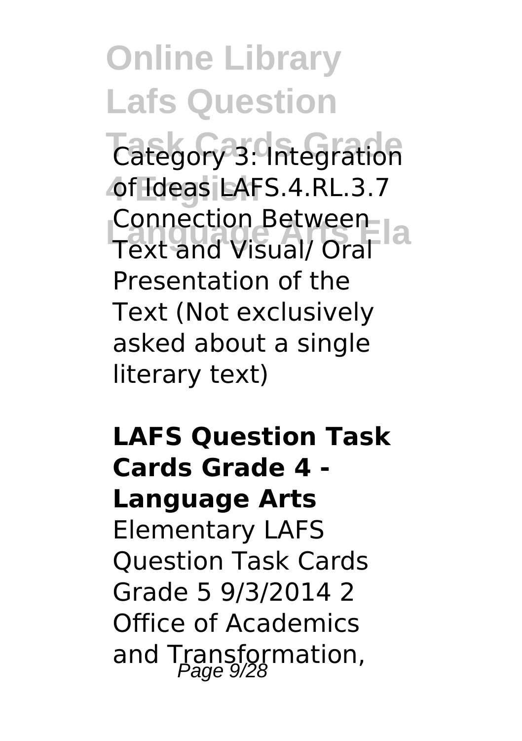Category 3: Integration of Ideas LAFS.4.RL.3.7 Connection Between Text and Visual/ Oral Presentation of the Text (Not exclusively asked about a single literary text)

**LAFS Question Task Cards Grade 4 - Language Arts**

Elementary LAFS Question Task Cards Grade 5 9/3/2014 2 Office of Academics and Transformation,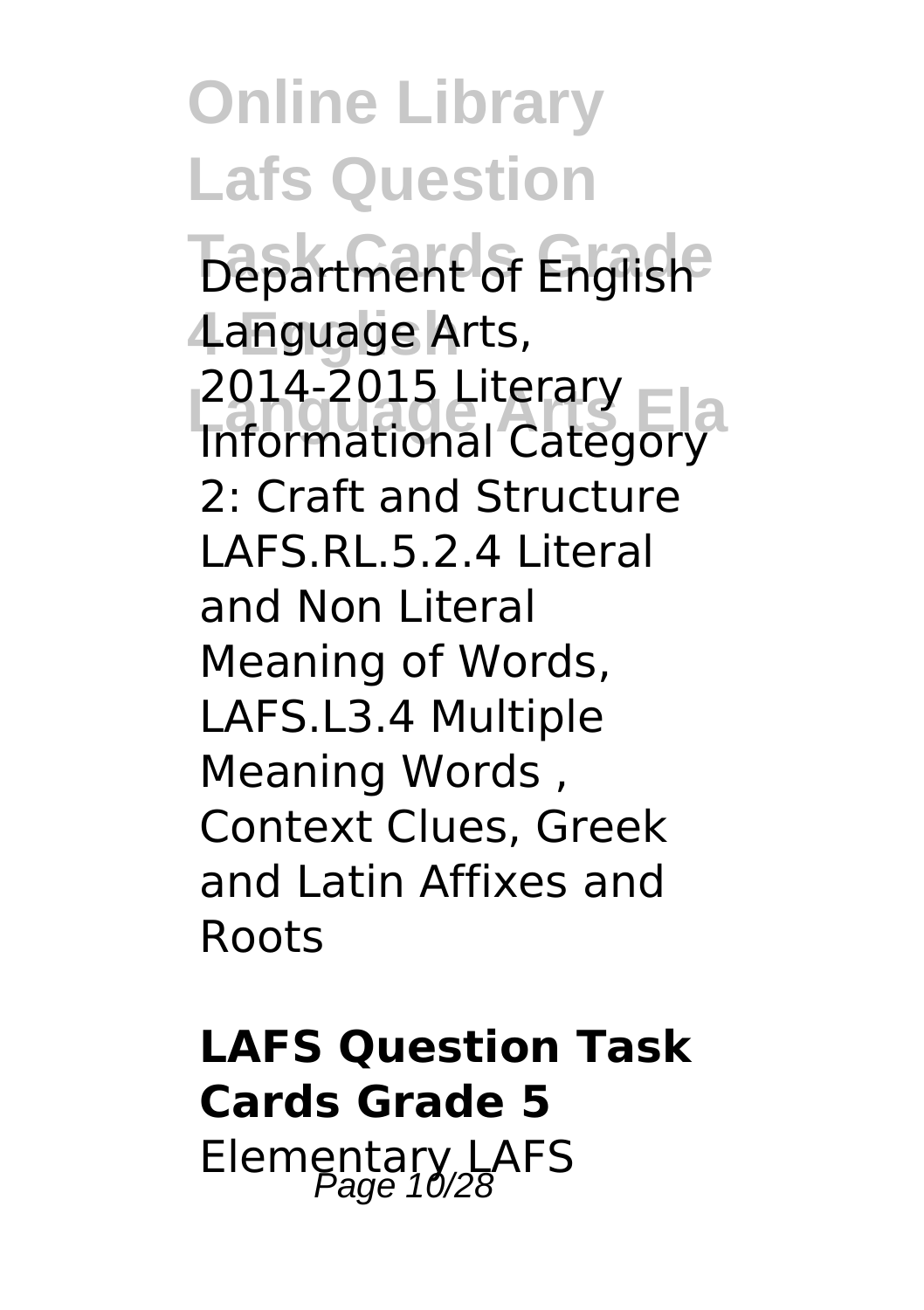Department of English Language Arts, 2014-2015 Literary Informational Category 2: Craft and Structure LAFS.RL.5.2.4 Literal and Non Literal Meaning of Words, LAFS.L3.4 Multiple Meaning Words , Context Clues, Greek and Latin Affixes and Roots

**LAFS Question Task Cards Grade 5**

Elementary LAFS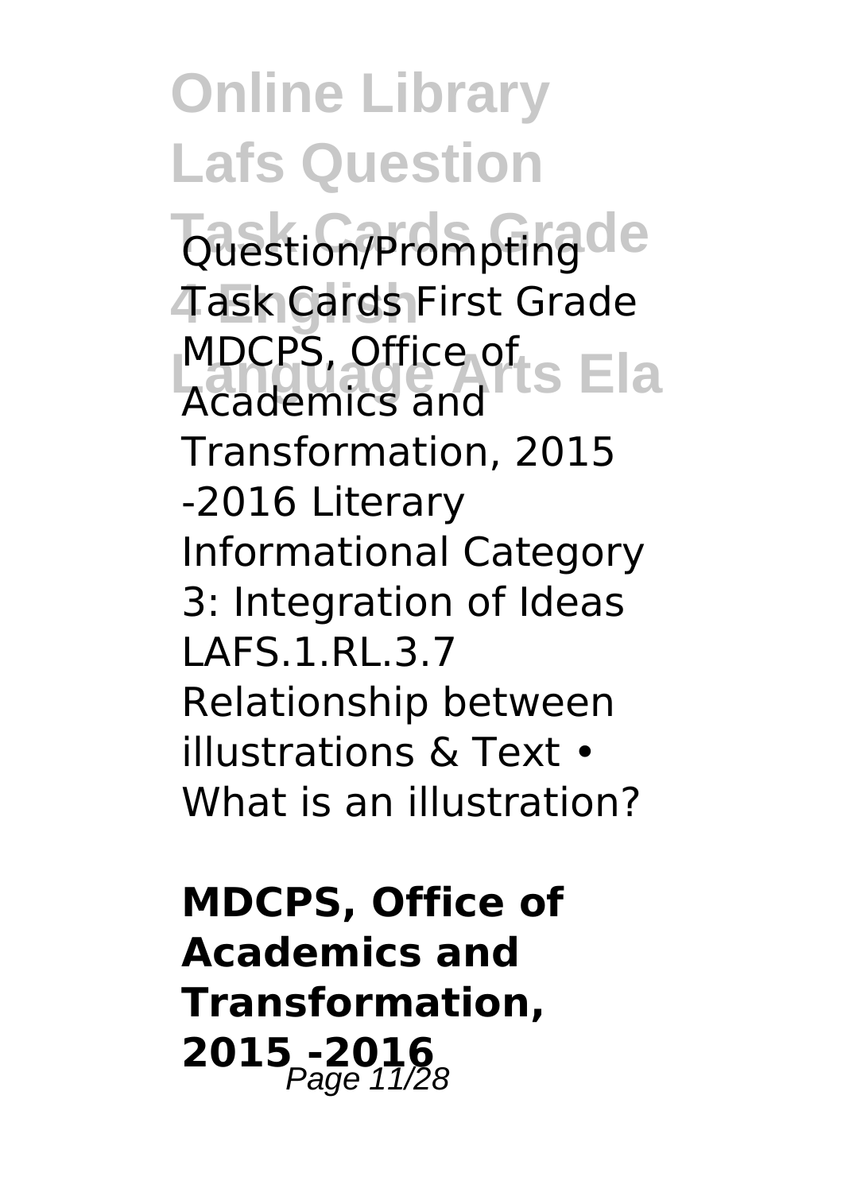Question/Prompting Task Cards First Grade MDCPS, Office of Academics and Transformation, 2015 -2016 Literary Informational Category 3: Integration of Ideas LAFS.1.RL.3.7 Relationship between illustrations & Text • What is an illustration?

**MDCPS, Office of Academics and Transformation, 2015 -2016**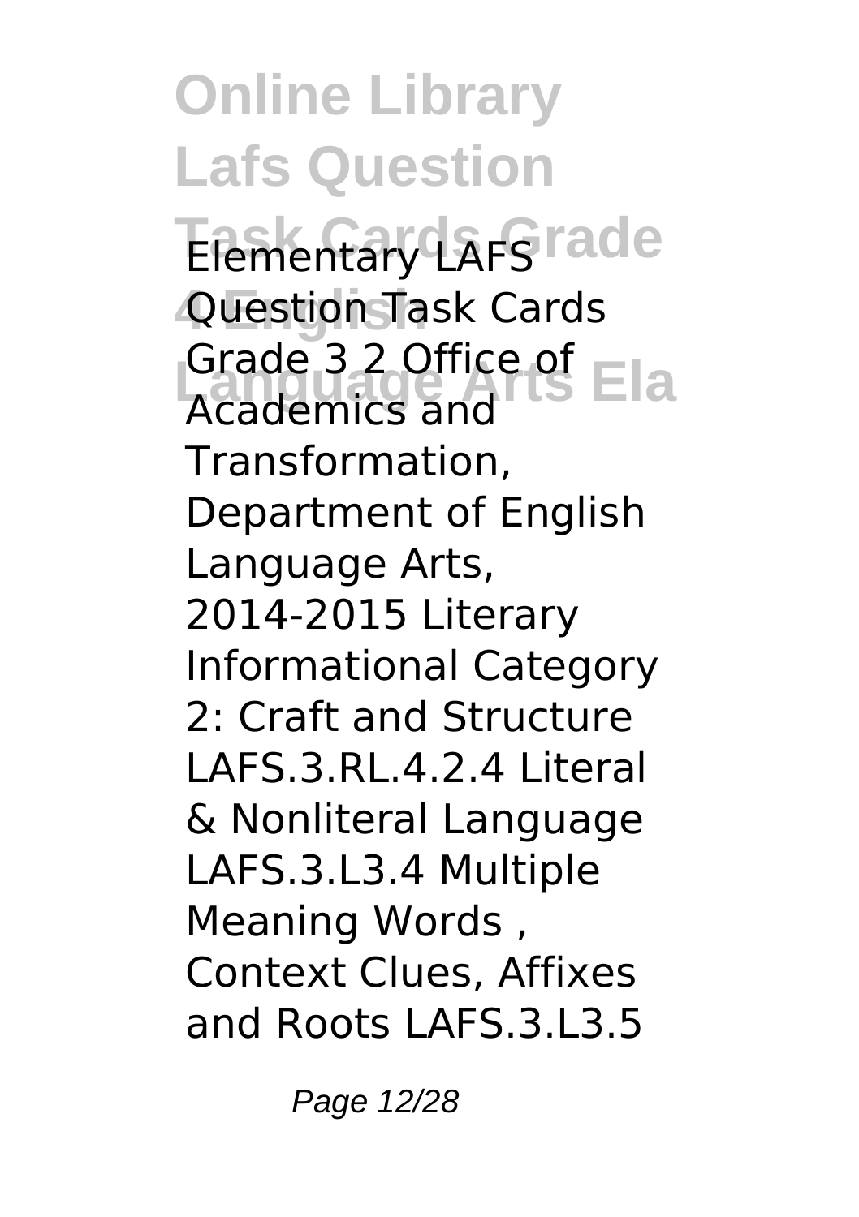Elementary LAFS Question Task Cards Grade 3 2 Office of Academics and Transformation, Department of English Language Arts, 2014-2015 Literary Informational Category 2: Craft and Structure LAFS.3.RL.4.2.4 Literal & Nonliteral Language LAFS.3.L3.4 Multiple Meaning Words , Context Clues, Affixes and Roots LAFS.3.L3.5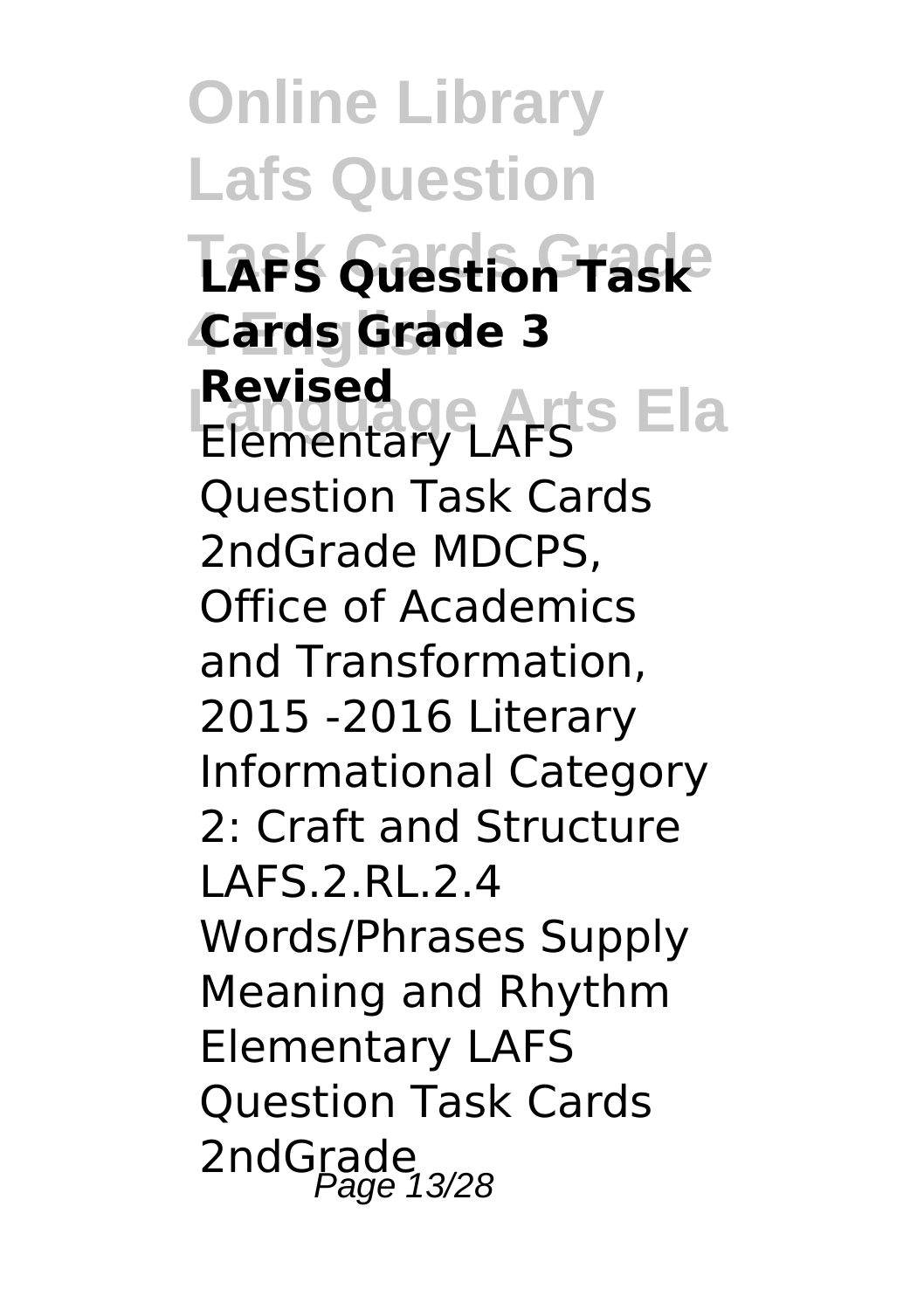**LAFS Question Task Cards Grade 3 Revised**

Elementary LAFS Question Task Cards 2ndGrade MDCPS, Office of Academics and Transformation, 2015 -2016 Literary Informational Category 2: Craft and Structure LAFS.2.RL.2.4 Words/Phrases Supply Meaning and Rhythm Elementary LAFS Question Task Cards 2ndGrade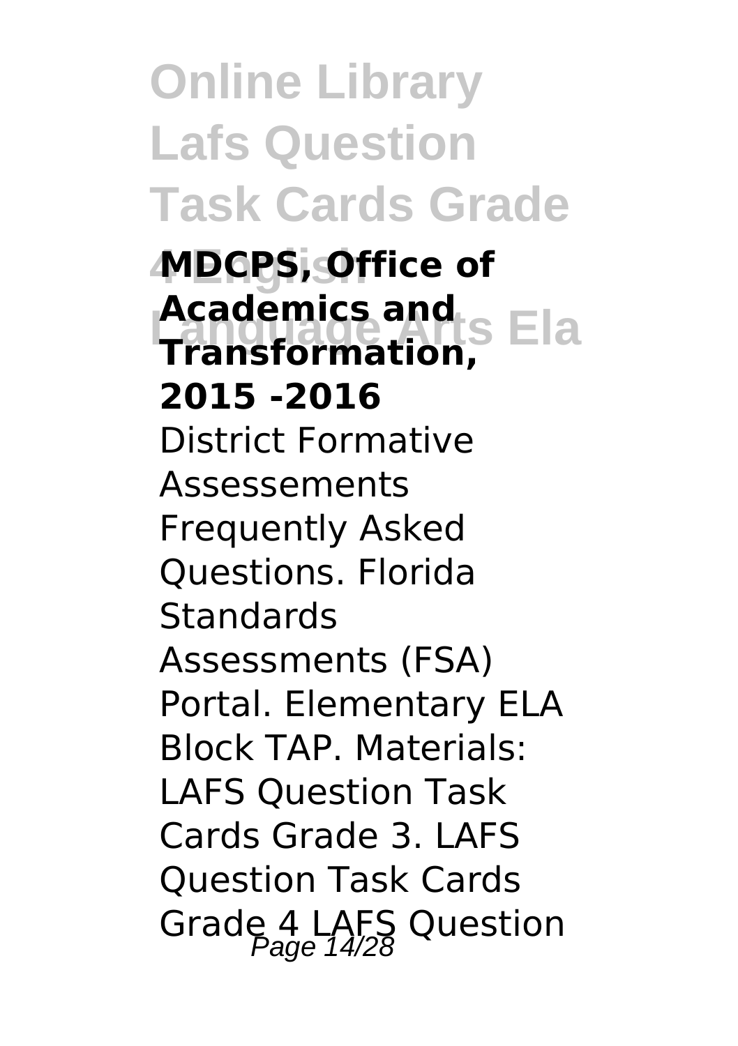**MDCPS, Office of Academics and Transformation, 2015 -2016**

District Formative Assessements Frequently Asked Questions. Florida Standards Assessments (FSA) Portal. Elementary ELA Block TAP. Materials: LAFS Question Task Cards Grade 3. LAFS Question Task Cards Grade 4 LAFS Question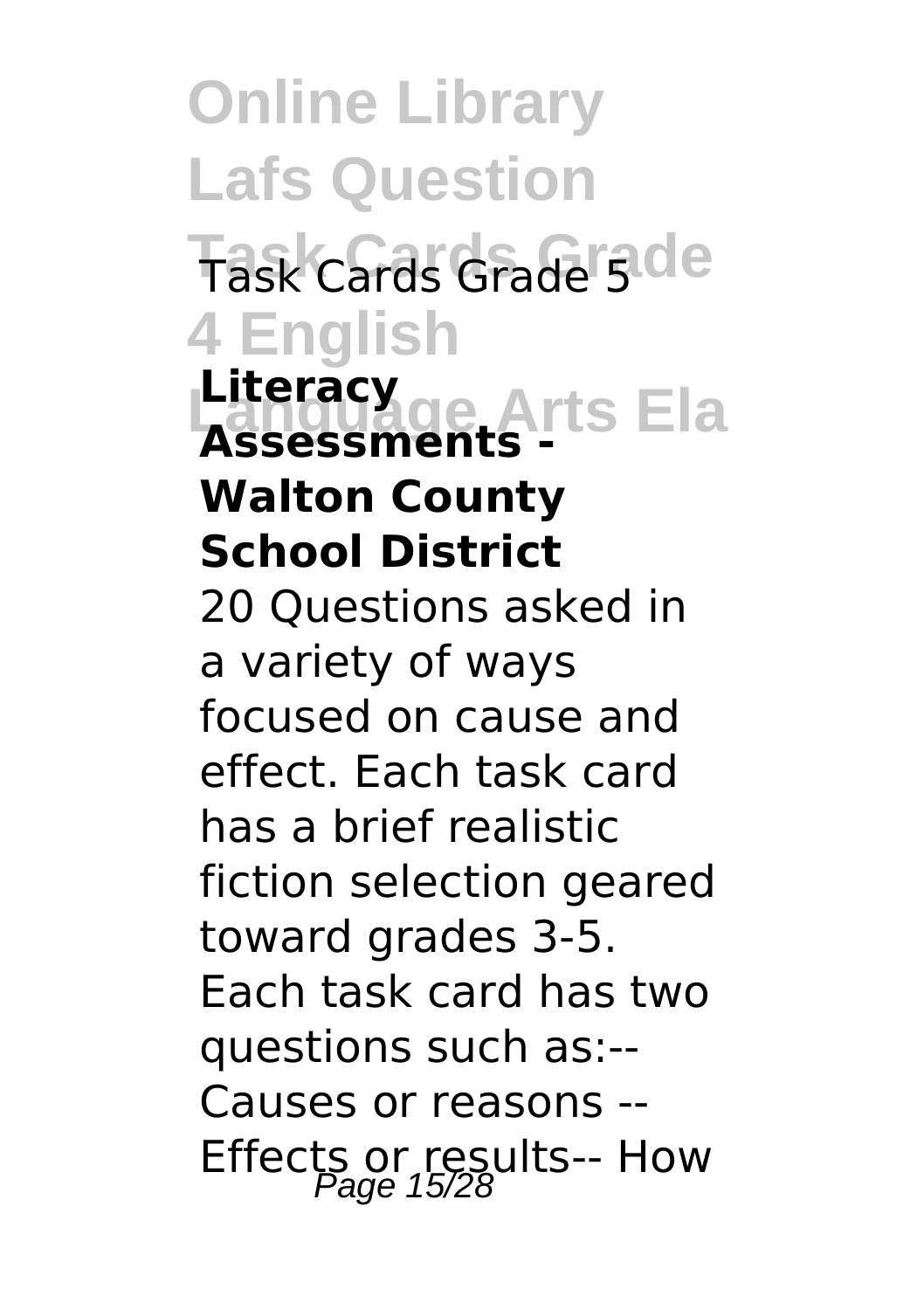### Task Cards Grade 5 Literacy Assessments - Walton County School District

20 Questions asked in a variety of ways focused on cause and effect. Each task card has a brief realistic fiction selection geared toward grades 3-5. Each task card has two questions such as:-- Causes or reasons -- Effects or results-- How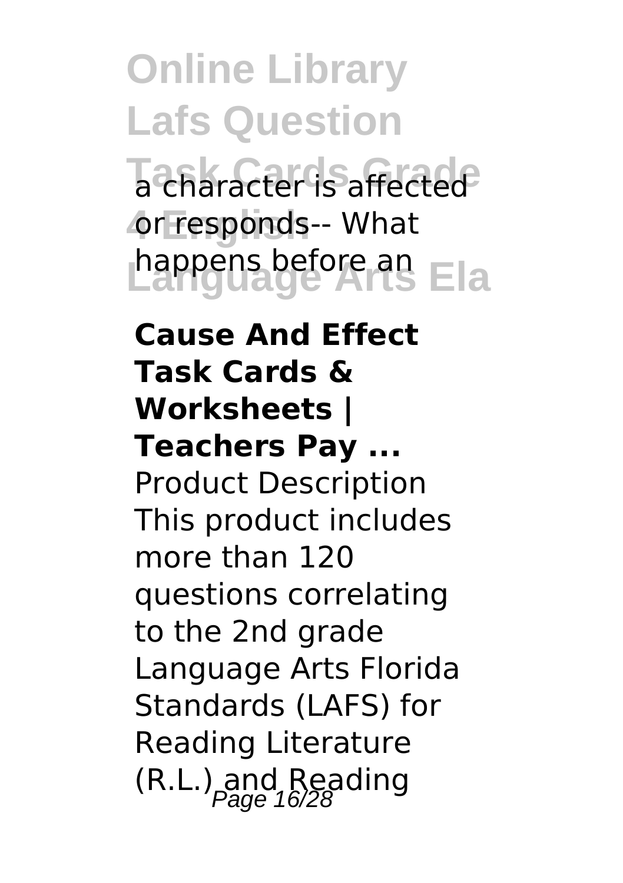a character is affected or responds-- What happens before an

**Cause And Effect Task Cards & Worksheets | Teachers Pay ...**

Product Description This product includes more than 120 questions correlating to the 2nd grade Language Arts Florida Standards (LAFS) for Reading Literature (R.L.) and Reading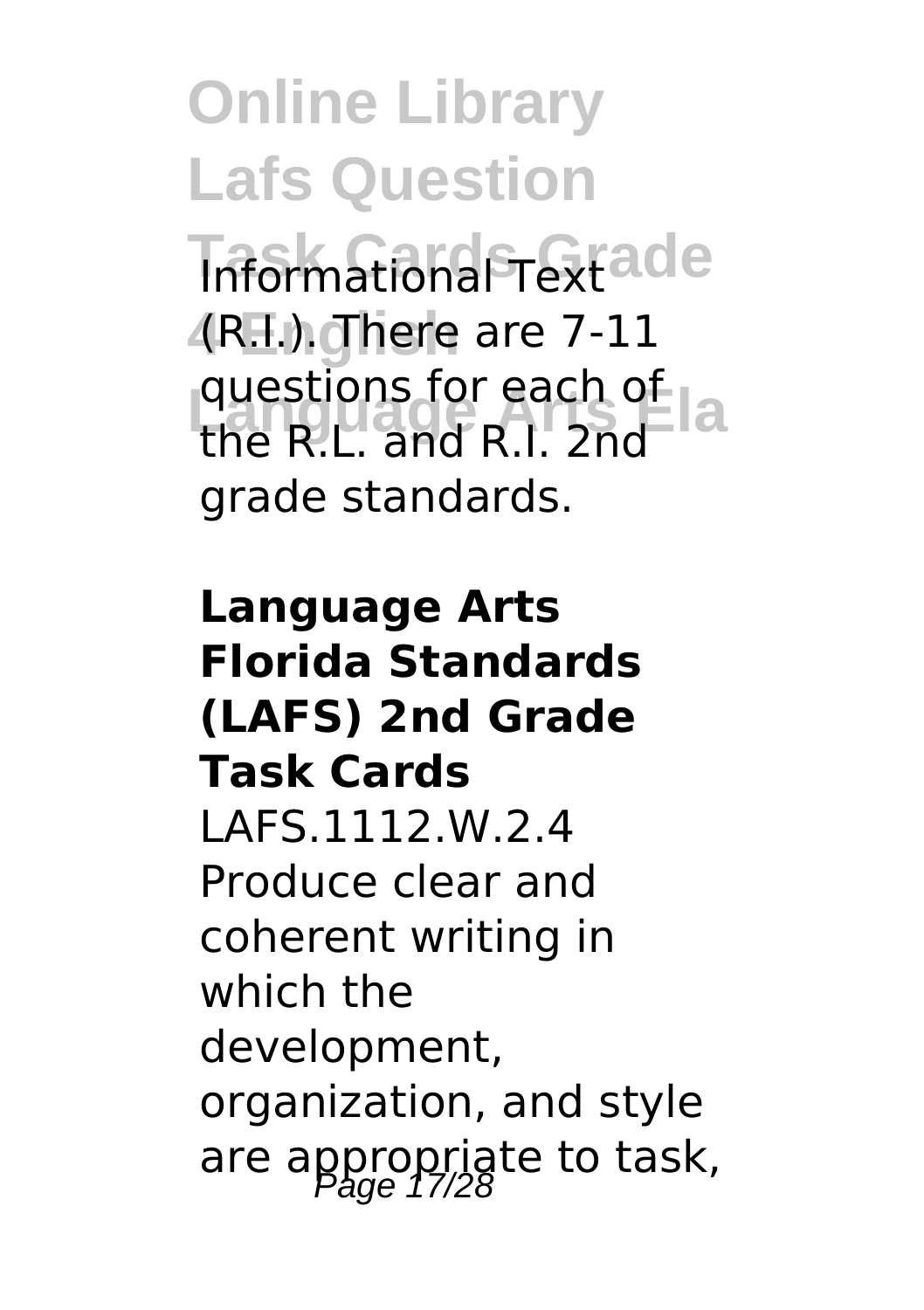Informational Text (R.I.). There are 7-11 questions for each of the R.L. and R.I. 2nd grade standards.

**Language Arts Florida Standards (LAFS) 2nd Grade Task Cards**

LAFS.1112.W.2.4 Produce clear and coherent writing in which the development, organization, and style are appropriate to task,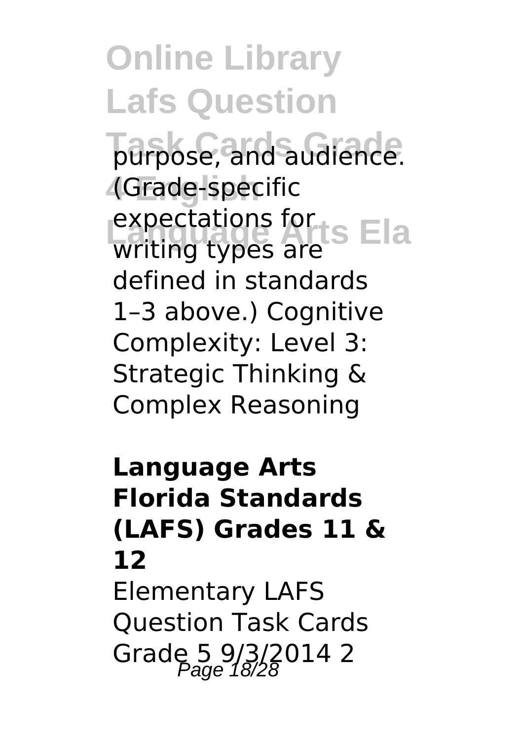purpose, and audience. (Grade-specific expectations for writing types are defined in standards 1–3 above.) Cognitive Complexity: Level 3: Strategic Thinking & Complex Reasoning

**Language Arts Florida Standards (LAFS) Grades 11 & 12**

Elementary LAFS Question Task Cards Grade 5 9/3/2014 2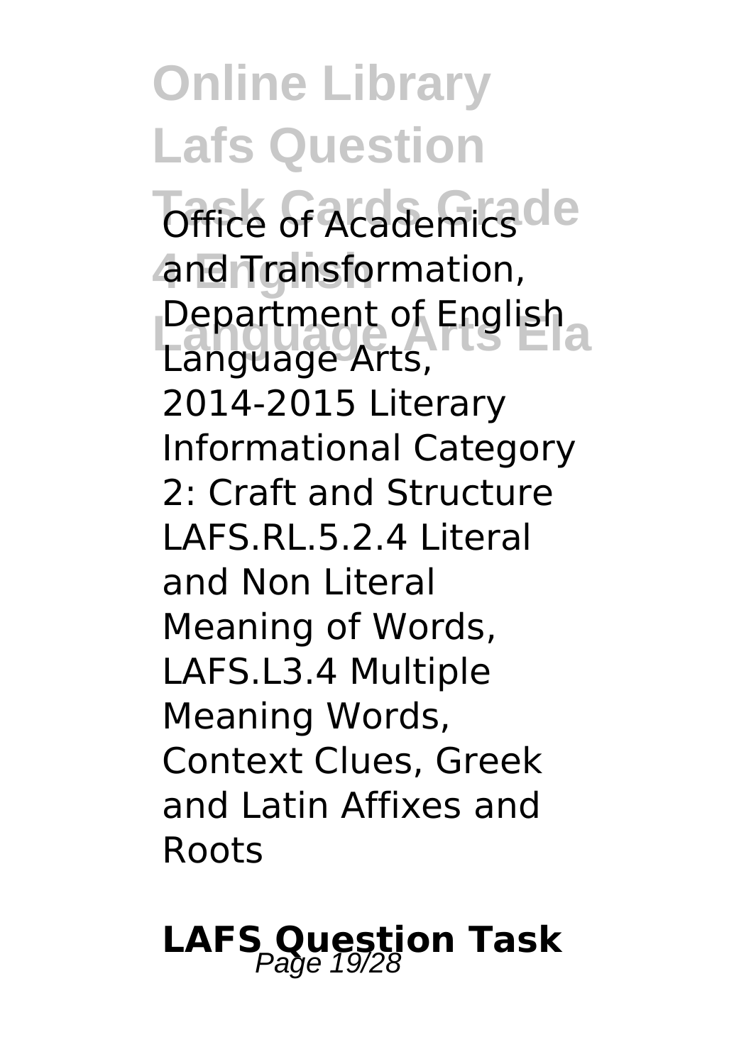Office of Academics and Transformation, Department of English Language Arts, 2014-2015 Literary Informational Category 2: Craft and Structure LAFS.RL.5.2.4 Literal and Non Literal Meaning of Words, LAFS.L3.4 Multiple Meaning Words, Context Clues, Greek and Latin Affixes and Roots

## LAFS Question Task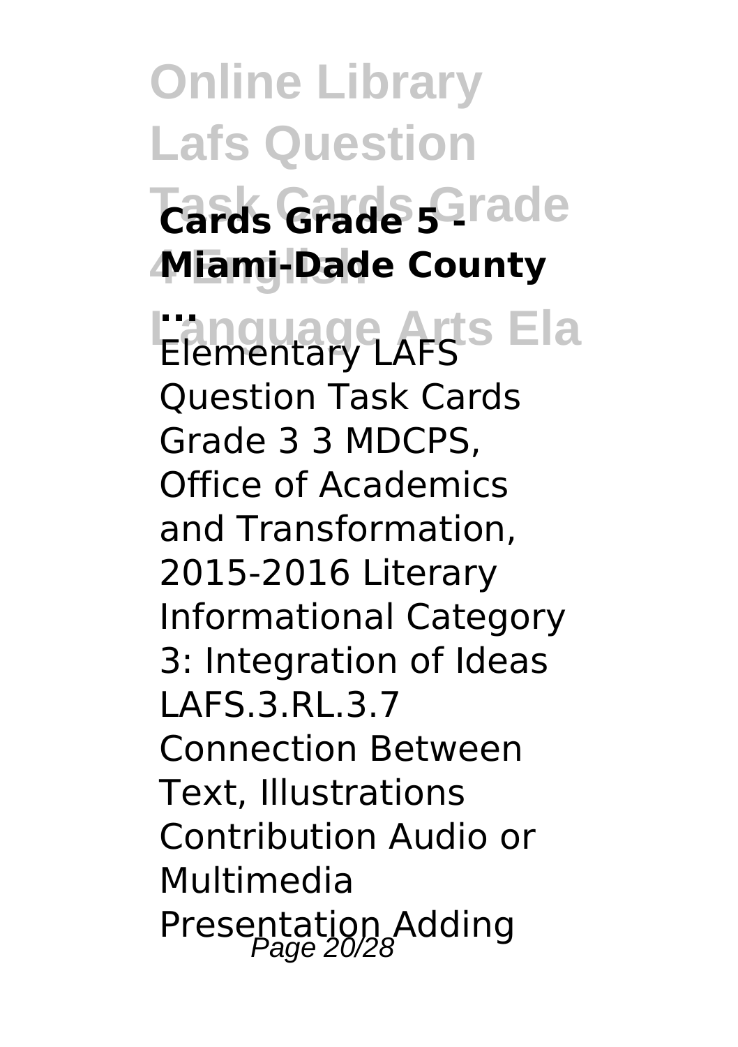# Online Library Lafs Question Task Cards Grade 4 English Language Arts Ela

**Cards Grade 5 - Miami-Dade County ...**

Elementary LAFS Question Task Cards Grade 3 3 MDCPS, Office of Academics and Transformation, 2015-2016 Literary Informational Category 3: Integration of Ideas LAFS.3.RL.3.7 Connection Between Text, Illustrations Contribution Audio or Multimedia Presentation Adding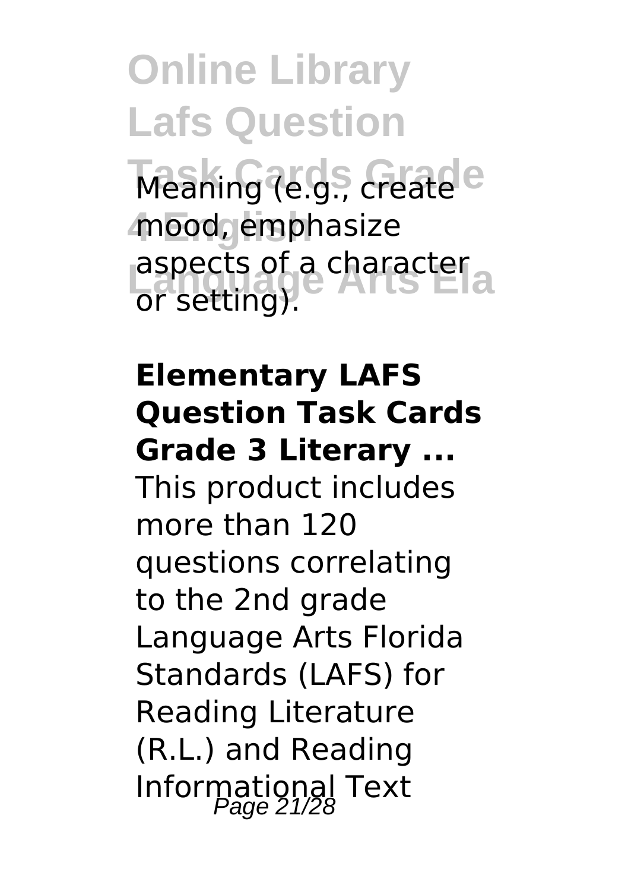Meaning (e.g., create mood, emphasize aspects of a character or setting).

**Elementary LAFS Question Task Cards Grade 3 Literary ...**

This product includes more than 120 questions correlating to the 2nd grade Language Arts Florida Standards (LAFS) for Reading Literature (R.L.) and Reading Informational Text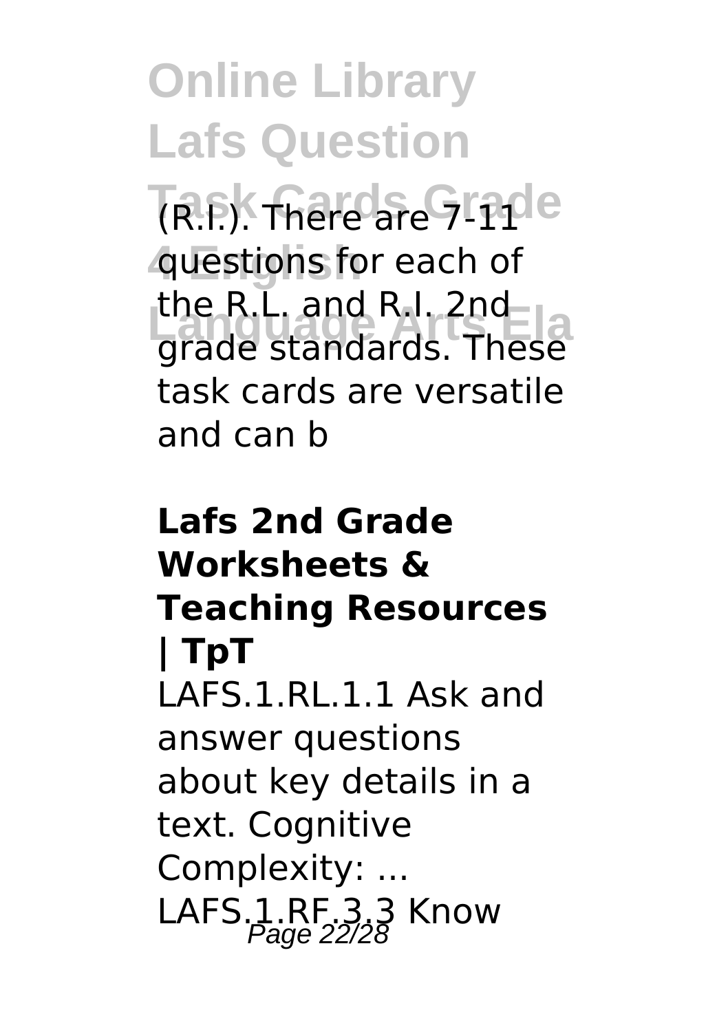(R.I.). There are 7-11 questions for each of the R.L. and R.I. 2nd grade standards. These task cards are versatile and can b

**Lafs 2nd Grade Worksheets & Teaching Resources | TpT**

LAFS.1.RL.1.1 Ask and answer questions about key details in a text. Cognitive Complexity: ... LAFS.1.RF.3.3 Know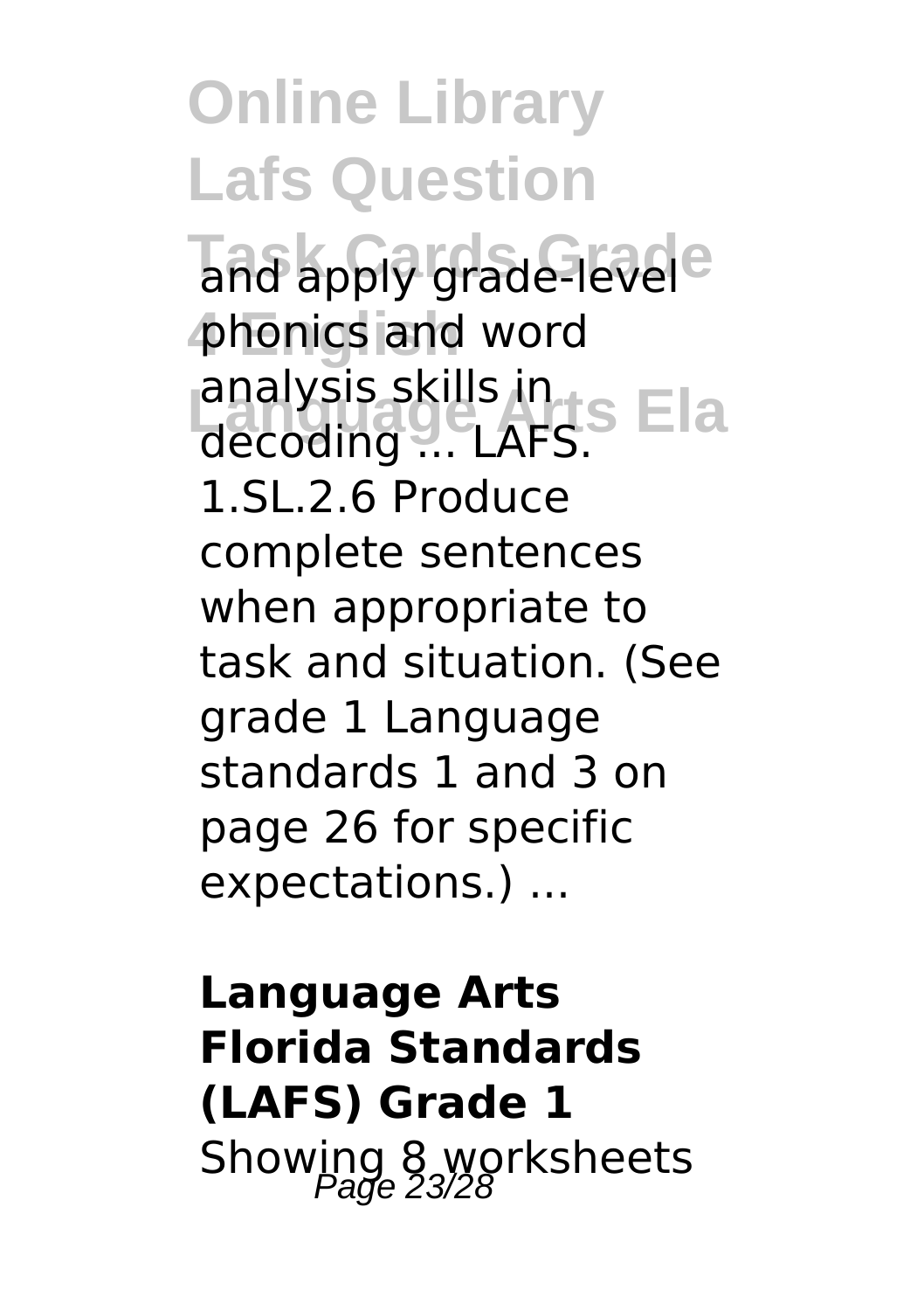and apply grade-level phonics and word analysis skills in decoding ... LAFS. 1.SL.2.6 Produce complete sentences when appropriate to task and situation. (See grade 1 Language standards 1 and 3 on page 26 for specific expectations.) ...

**Language Arts Florida Standards (LAFS) Grade 1**

Showing 8 worksheets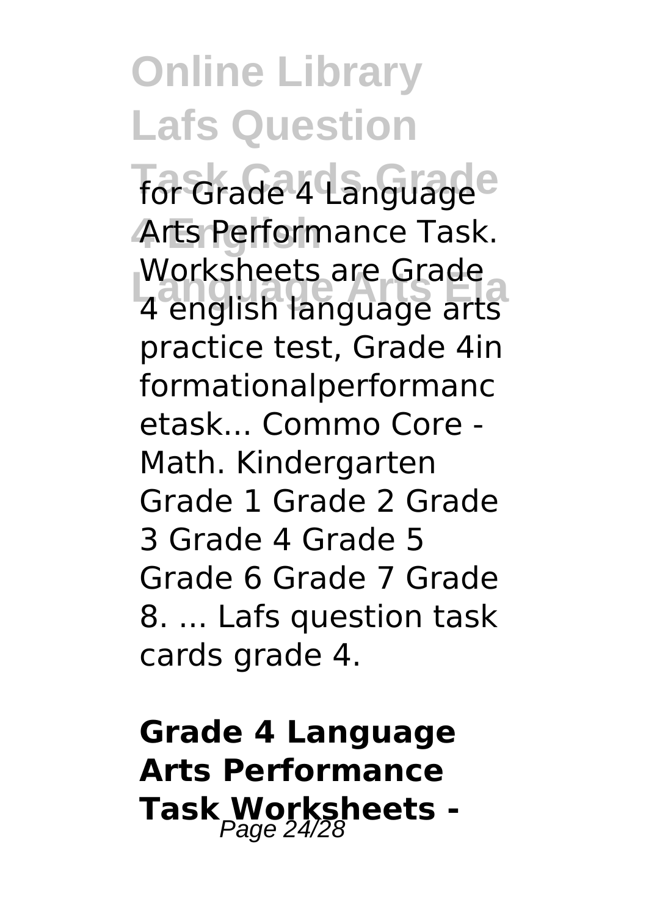for Grade 4 Language Arts Performance Task. Worksheets are Grade 4 english language arts practice test, Grade 4in formationalperformanc etask... Commo Core - Math. Kindergarten Grade 1 Grade 2 Grade 3 Grade 4 Grade 5 Grade 6 Grade 7 Grade 8. ... Lafs question task cards grade 4.

**Grade 4 Language Arts Performance Task Worksheets -**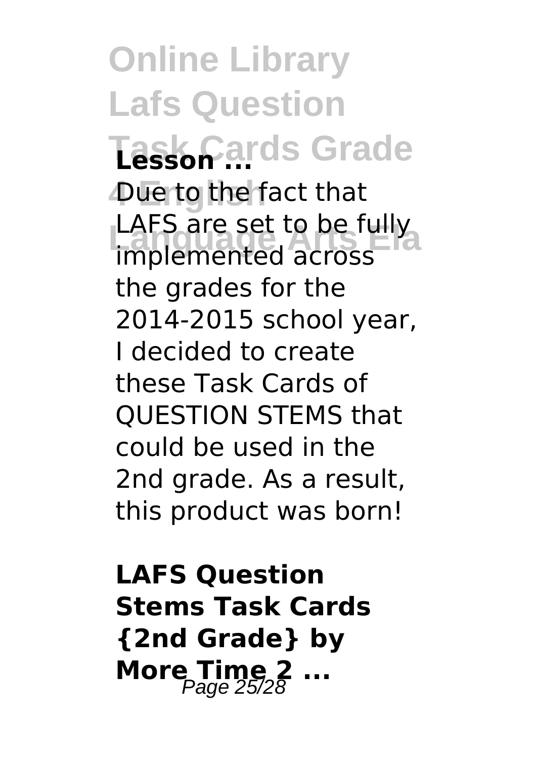**Lesson ...**

Due to the fact that LAFS are set to be fully implemented across the grades for the 2014-2015 school year, I decided to create these Task Cards of QUESTION STEMS that could be used in the 2nd grade. As a result, this product was born!

**LAFS Question Stems Task Cards {2nd Grade} by More Time 2 ...**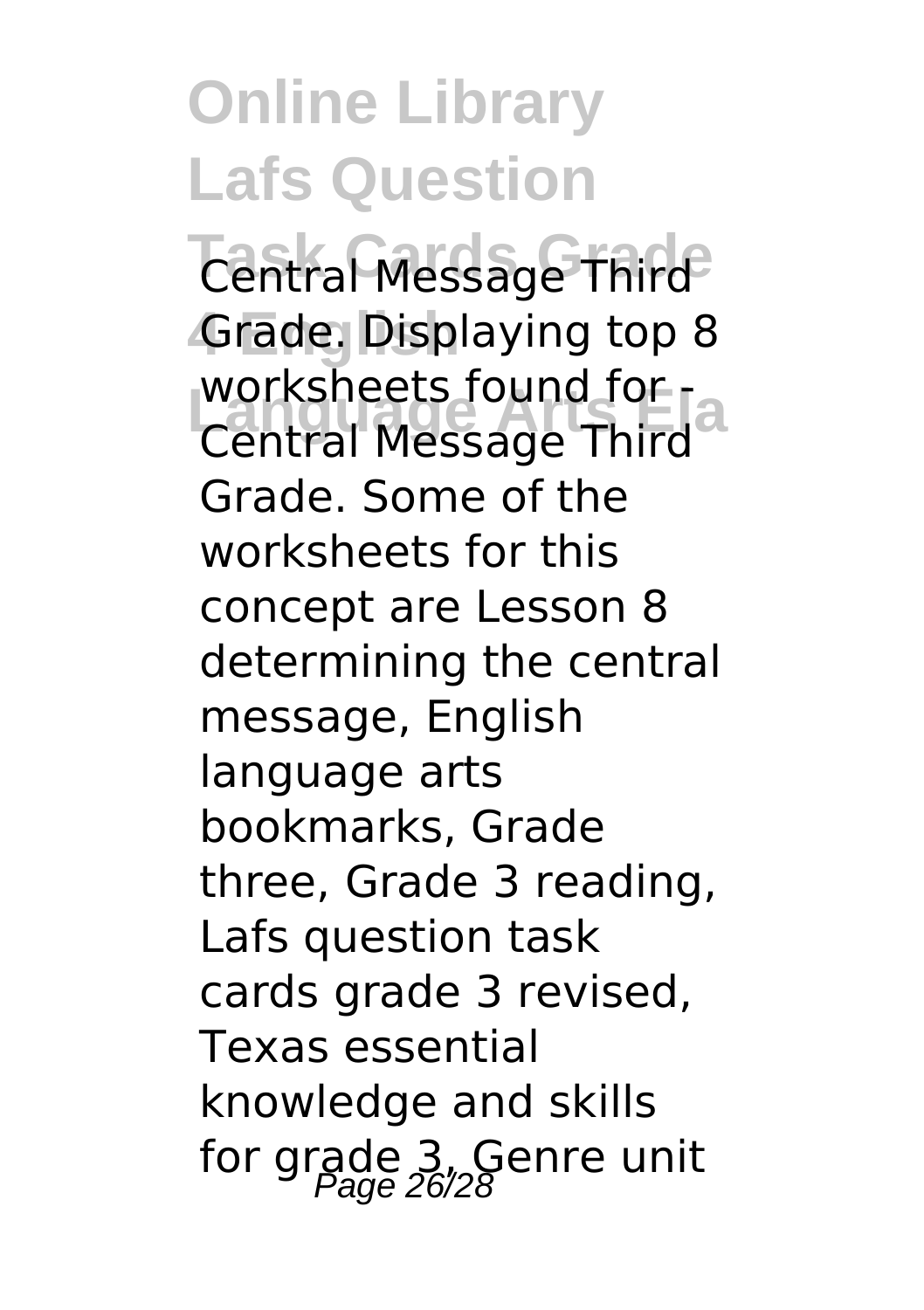Central Message Third Grade. Displaying top 8 worksheets found for - Central Message Third Grade. Some of the worksheets for this concept are Lesson 8 determining the central message, English language arts bookmarks, Grade three, Grade 3 reading, Lafs question task cards grade 3 revised, Texas essential knowledge and skills for grade 3, Genre unit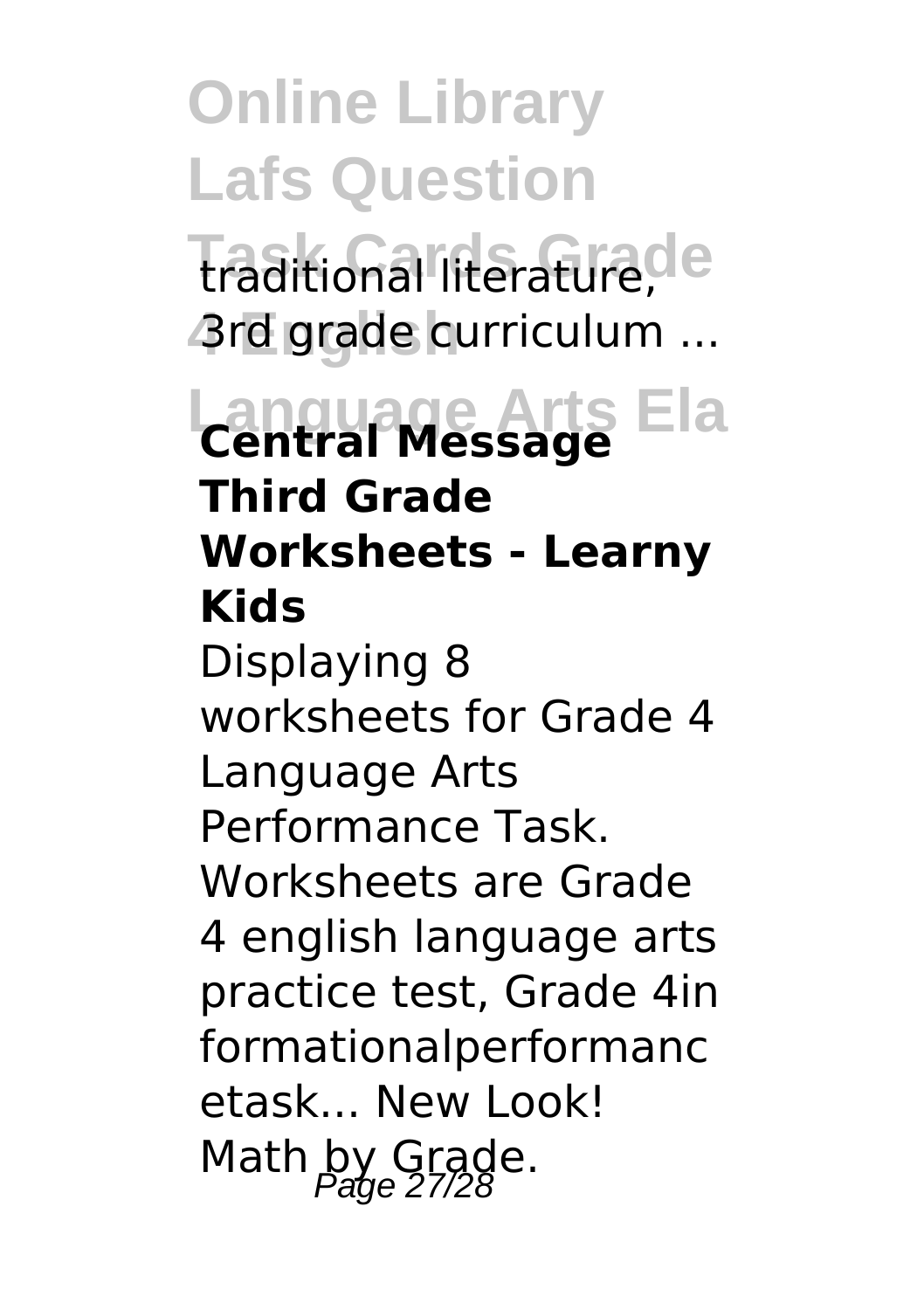traditional literature, 3rd grade curriculum ...

**Central Message Third Grade Worksheets - Learny Kids**

Displaying 8 worksheets for Grade 4 Language Arts Performance Task. Worksheets are Grade 4 english language arts practice test, Grade 4in formationalperformanc etask... New Look! Math by Grade.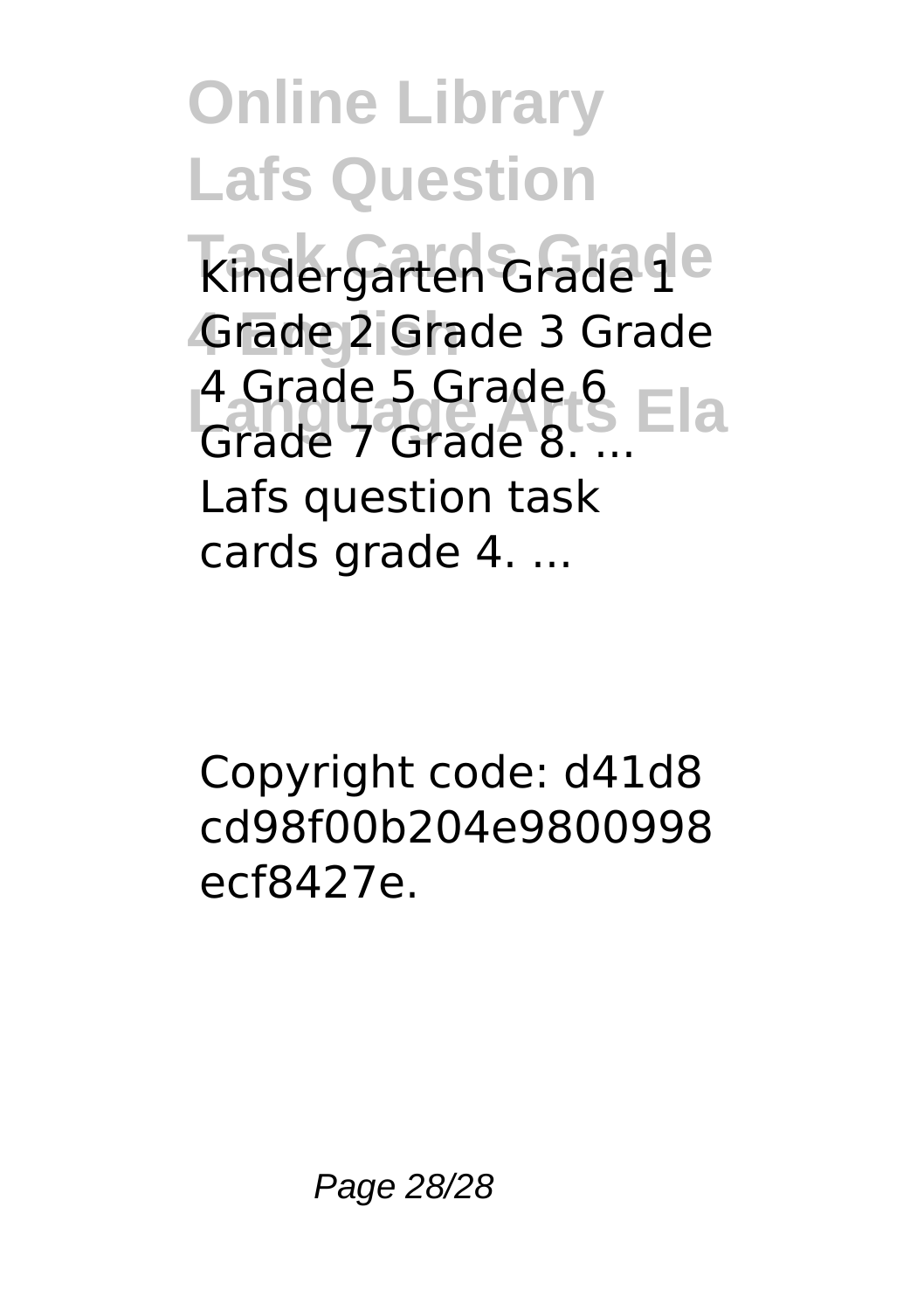Kindergarten Grade 1 Grade 2 Grade 3 Grade 4 Grade 5 Grade 6 Grade 7 Grade 8. ... Lafs question task cards grade 4. ...

Copyright code: d41d8cd98f00b204e9800998ecf8427e.